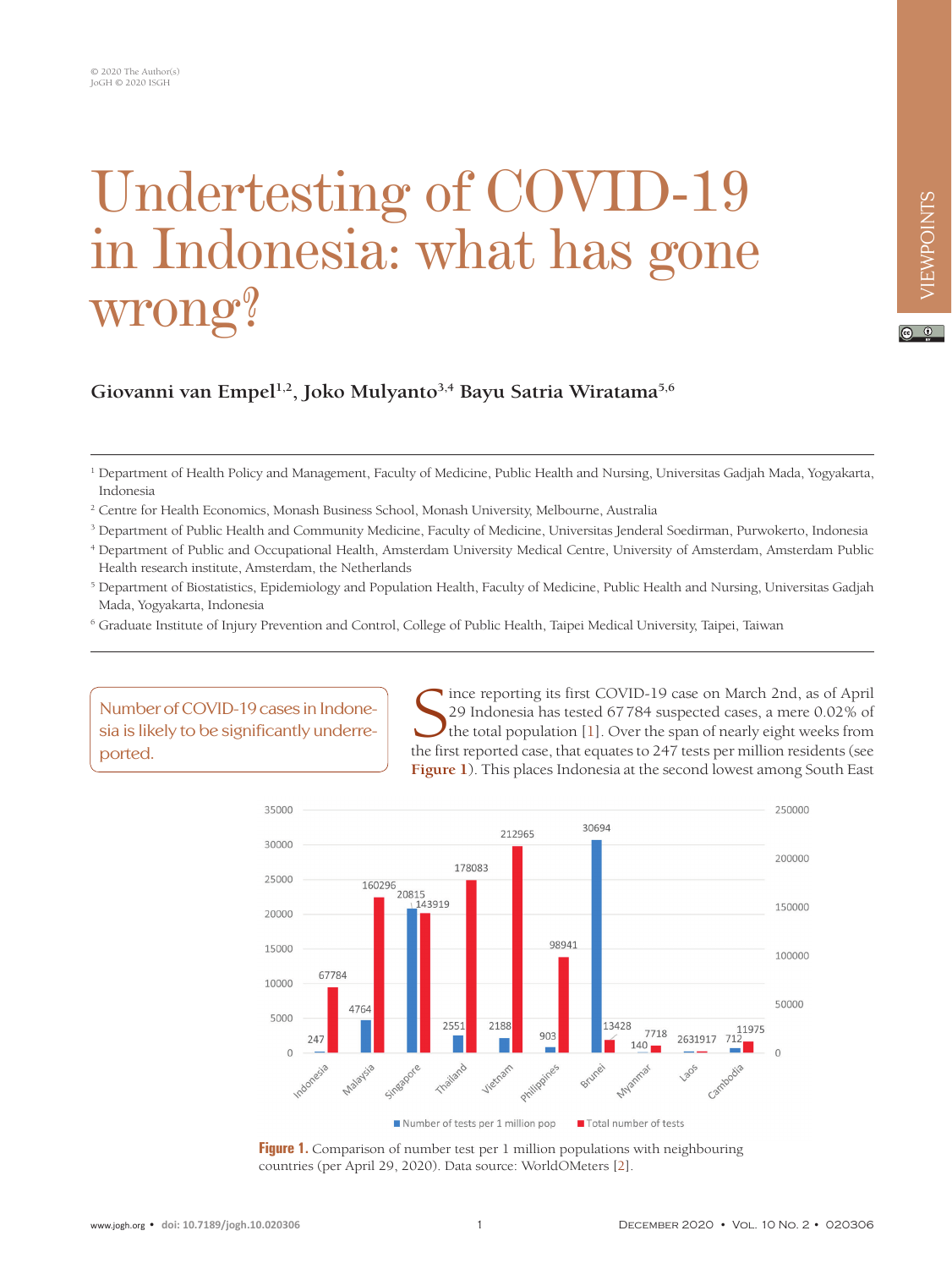# Undertesting of COVID-19 in Indonesia: what has gone wrong?

**Giovanni van Empel[1,2], Joko Mulyanto[3,4] Bayu Satria Wiratama[5,6]**

[1] Department of Health Policy and Management, Faculty of Medicine, Public Health and Nursing, Universitas Gadjah Mada, Yogyakarta, Indonesia

[2] Centre for Health Economics, Monash Business School, Monash University, Melbourne, Australia

[3] Department of Public Health and Community Medicine, Faculty of Medicine, Universitas Jenderal Soedirman, Purwokerto, Indonesia

[4] Department of Public and Occupational Health, Amsterdam University Medical Centre, University of Amsterdam, Amsterdam Public Health research institute, Amsterdam, the Netherlands

[5] Department of Biostatistics, Epidemiology and Population Health, Faculty of Medicine, Public Health and Nursing, Universitas Gadjah Mada, Yogyakarta, Indonesia

[6] Graduate Institute of Injury Prevention and Control, College of Public Health, Taipei Medical University, Taipei, Taiwan

> Number of COVID-19 cases in Indonesia is likely to be significantly underreported.

Since reporting its first COVID-19 case on March 2nd, as of April 29 Indonesia has tested 67 784 suspected cases, a mere 0.02% of the total population [1]. Over the span of nearly eight weeks from the first reported case, that equates to 247 tests per million residents (see **Figure 1**). This places Indonesia at the second lowest among South East

| Country | Number of tests per 1 million pop | Total number of tests |
|---|---|---|
| Indonesia | 247 | 67784 |
| Malaysia | 4764 | 160296 |
| Singapore | 20815 | 143919 |
| Thailand | 2551 | 178083 |
| Vietnam | 2188 | 212965 |
| Philippines | 903 | 98941 |
| Brunei | 30694 | 13428 |
| Myanmar | 140 | 7718 |
| Laos | 263 | 1917 |
| Cambodia | 712 | 11975 |

**Figure 1.** Comparison of number test per 1 million populations with neighbouring countries (per April 29, 2020). Data source: WorldOMeters [2].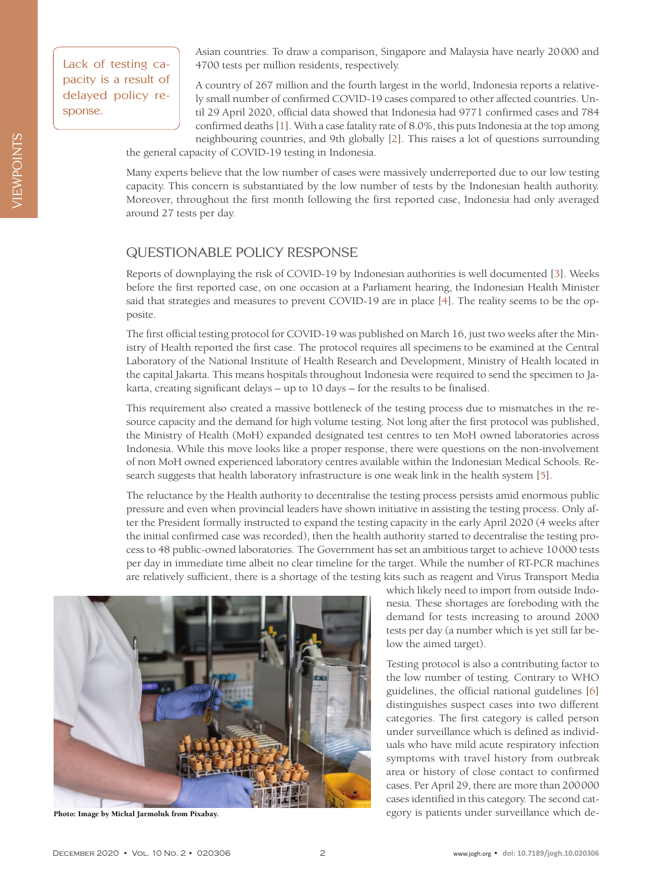Lack of testing capacity is a result of delayed policy response.

Asian countries. To draw a comparison, Singapore and Malaysia have nearly 20000 and 4700 tests per million residents, respectively.

A country of 267 million and the fourth largest in the world, Indonesia reports a relatively small number of confirmed COVID-19 cases compared to other affected countries. Until 29 April 2020, official data showed that Indonesia had 9771 confirmed cases and 784 confirmed deaths [1]. With a case fatality rate of 8.0%, this puts Indonesia at the top among neighbouring countries, and 9th globally [2]. This raises a lot of questions surrounding the general capacity of COVID-19 testing in Indonesia.

Many experts believe that the low number of cases were massively underreported due to our low testing capacity. This concern is substantiated by the low number of tests by the Indonesian health authority. Moreover, throughout the first month following the first reported case, Indonesia had only averaged around 27 tests per day.

## QUESTIONABLE POLICY RESPONSE

Reports of downplaying the risk of COVID-19 by Indonesian authorities is well documented [3]. Weeks before the first reported case, on one occasion at a Parliament hearing, the Indonesian Health Minister said that strategies and measures to prevent COVID-19 are in place [4]. The reality seems to be the opposite.

The first official testing protocol for COVID-19 was published on March 16, just two weeks after the Ministry of Health reported the first case. The protocol requires all specimens to be examined at the Central Laboratory of the National Institute of Health Research and Development, Ministry of Health located in the capital Jakarta. This means hospitals throughout Indonesia were required to send the specimen to Jakarta, creating significant delays – up to 10 days – for the results to be finalised.

This requirement also created a massive bottleneck of the testing process due to mismatches in the resource capacity and the demand for high volume testing. Not long after the first protocol was published, the Ministry of Health (MoH) expanded designated test centres to ten MoH owned laboratories across Indonesia. While this move looks like a proper response, there were questions on the non-involvement of non MoH owned experienced laboratory centres available within the Indonesian Medical Schools. Research suggests that health laboratory infrastructure is one weak link in the health system [5].

The reluctance by the Health authority to decentralise the testing process persists amid enormous public pressure and even when provincial leaders have shown initiative in assisting the testing process. Only after the President formally instructed to expand the testing capacity in the early April 2020 (4 weeks after the initial confirmed case was recorded), then the health authority started to decentralise the testing process to 48 public-owned laboratories. The Government has set an ambitious target to achieve 10000 tests per day in immediate time albeit no clear timeline for the target. While the number of RT-PCR machines are relatively sufficient, there is a shortage of the testing kits such as reagent and Virus Transport Media which likely need to import from outside Indonesia. These shortages are foreboding with the demand for tests increasing to around 2000 tests per day (a number which is yet still far below the aimed target).

Photo: Image by Michal Jarmoluk from Pixabay.

Testing protocol is also a contributing factor to the low number of testing. Contrary to WHO guidelines, the official national guidelines [6] distinguishes suspect cases into two different categories. The first category is called person under surveillance which is defined as individuals who have mild acute respiratory infection symptoms with travel history from outbreak area or history of close contact to confirmed cases. Per April 29, there are more than 200000 cases identified in this category. The second category is patients under surveillance which de-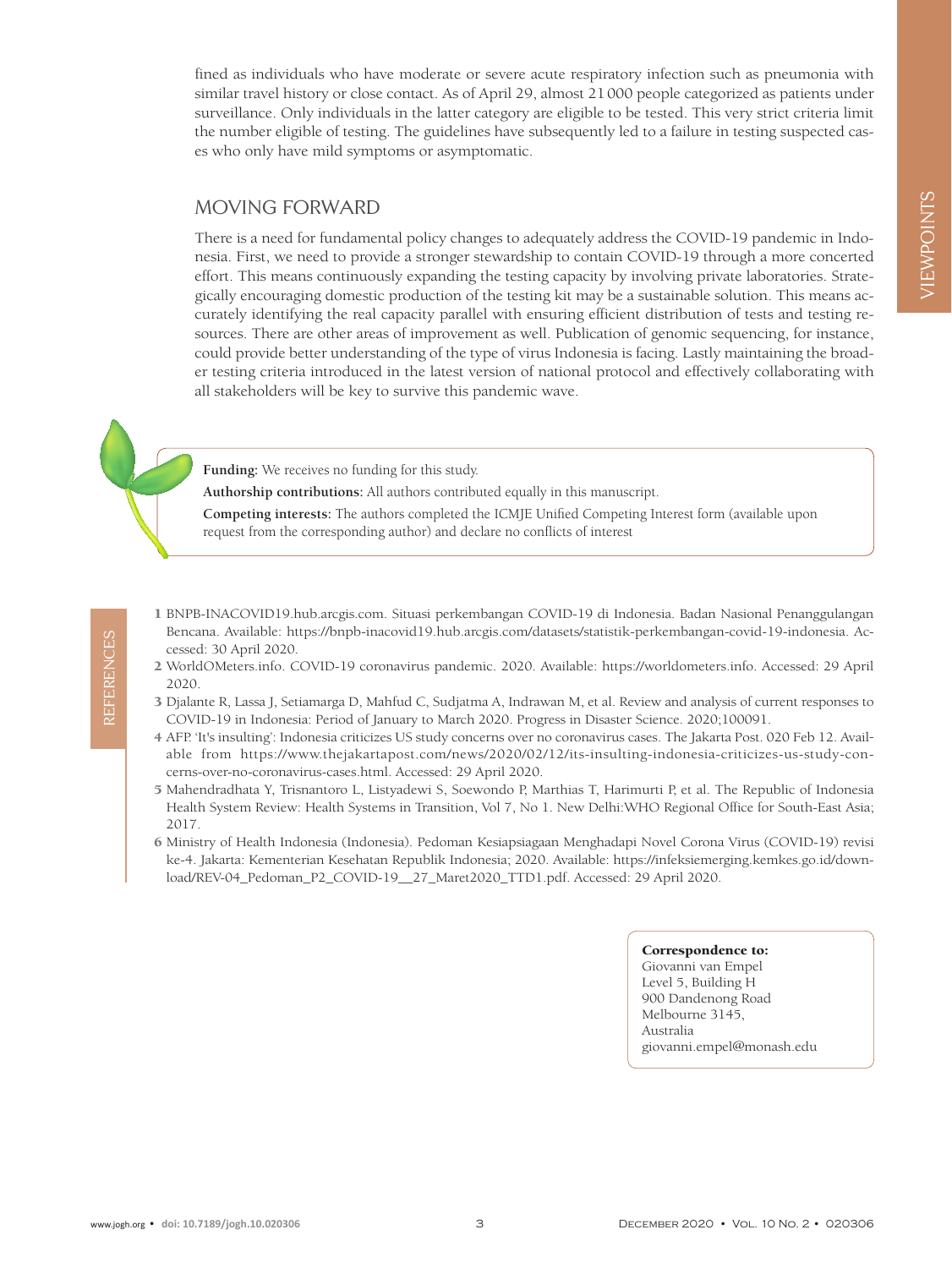fined as individuals who have moderate or severe acute respiratory infection such as pneumonia with similar travel history or close contact. As of April 29, almost 21 000 people categorized as patients under surveillance. Only individuals in the latter category are eligible to be tested. This very strict criteria limit the number eligible of testing. The guidelines have subsequently led to a failure in testing suspected cases who only have mild symptoms or asymptomatic.

## MOVING FORWARD

There is a need for fundamental policy changes to adequately address the COVID-19 pandemic in Indonesia. First, we need to provide a stronger stewardship to contain COVID-19 through a more concerted effort. This means continuously expanding the testing capacity by involving private laboratories. Strategically encouraging domestic production of the testing kit may be a sustainable solution. This means accurately identifying the real capacity parallel with ensuring efficient distribution of tests and testing resources. There are other areas of improvement as well. Publication of genomic sequencing, for instance, could provide better understanding of the type of virus Indonesia is facing. Lastly maintaining the broader testing criteria introduced in the latest version of national protocol and effectively collaborating with all stakeholders will be key to survive this pandemic wave.

**Funding:** We receives no funding for this study.

**Authorship contributions:** All authors contributed equally in this manuscript.

**Competing interests:** The authors completed the ICMJE Unified Competing Interest form (available upon request from the corresponding author) and declare no conflicts of interest

## REFERENCES

1 BNPB-INACOVID19.hub.arcgis.com. Situasi perkembangan COVID-19 di Indonesia. Badan Nasional Penanggulangan Bencana. Available: https://bnpb-inacovid19.hub.arcgis.com/datasets/statistik-perkembangan-covid-19-indonesia. Accessed: 30 April 2020.

2 WorldOMeters.info. COVID-19 coronavirus pandemic. 2020. Available: https://worldometers.info. Accessed: 29 April 2020.

3 Djalante R, Lassa J, Setiamarga D, Mahfud C, Sudjatma A, Indrawan M, et al. Review and analysis of current responses to COVID-19 in Indonesia: Period of January to March 2020. Progress in Disaster Science. 2020;100091.

4 AFP. 'It's insulting': Indonesia criticizes US study concerns over no coronavirus cases. The Jakarta Post. 020 Feb 12. Available from https://www.thejakartapost.com/news/2020/02/12/its-insulting-indonesia-criticizes-us-study-concerns-over-no-coronavirus-cases.html. Accessed: 29 April 2020.

5 Mahendradhata Y, Trisnantoro L, Listyadewi S, Soewondo P, Marthias T, Harimurti P, et al. The Republic of Indonesia Health System Review: Health Systems in Transition, Vol 7, No 1. New Delhi:WHO Regional Office for South-East Asia; 2017.

6 Ministry of Health Indonesia (Indonesia). Pedoman Kesiapsiagaan Menghadapi Novel Corona Virus (COVID-19) revisi ke-4. Jakarta: Kementerian Kesehatan Republik Indonesia; 2020. Available: https://infeksiemerging.kemkes.go.id/download/REV-04_Pedoman_P2_COVID-19__27_Maret2020_TTD1.pdf. Accessed: 29 April 2020.

**Correspondence to:**
Giovanni van Empel
Level 5, Building H
900 Dandenong Road
Melbourne 3145,
Australia
giovanni.empel@monash.edu